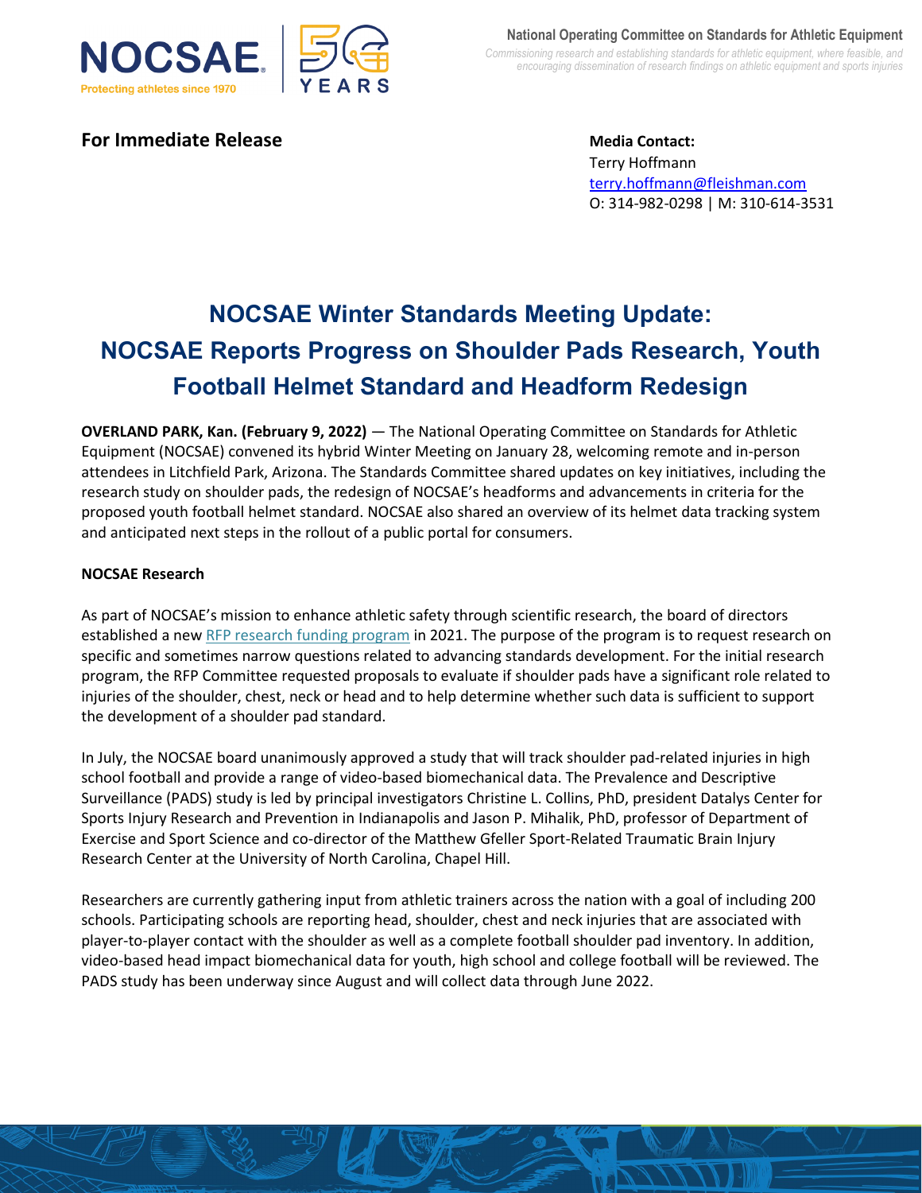National Operating Committee on Standards for Athletic Equipment

*Commissioning research and establishing standards for athletic equipment, where feasible, and encouraging dissemination of research findings on athletic equipment and sports injuries*

**For Immediate Release**

**Media Contact:**
Terry Hoffmann
terry.hoffmann@fleishman.com
O: 314-982-0298 | M: 310-614-3531

# NOCSAE Winter Standards Meeting Update: NOCSAE Reports Progress on Shoulder Pads Research, Youth Football Helmet Standard and Headform Redesign

**OVERLAND PARK, Kan. (February 9, 2022)** — The National Operating Committee on Standards for Athletic Equipment (NOCSAE) convened its hybrid Winter Meeting on January 28, welcoming remote and in-person attendees in Litchfield Park, Arizona. The Standards Committee shared updates on key initiatives, including the research study on shoulder pads, the redesign of NOCSAE's headforms and advancements in criteria for the proposed youth football helmet standard. NOCSAE also shared an overview of its helmet data tracking system and anticipated next steps in the rollout of a public portal for consumers.

**NOCSAE Research**

As part of NOCSAE's mission to enhance athletic safety through scientific research, the board of directors established a new RFP research funding program in 2021. The purpose of the program is to request research on specific and sometimes narrow questions related to advancing standards development. For the initial research program, the RFP Committee requested proposals to evaluate if shoulder pads have a significant role related to injuries of the shoulder, chest, neck or head and to help determine whether such data is sufficient to support the development of a shoulder pad standard.

In July, the NOCSAE board unanimously approved a study that will track shoulder pad-related injuries in high school football and provide a range of video-based biomechanical data. The Prevalence and Descriptive Surveillance (PADS) study is led by principal investigators Christine L. Collins, PhD, president Datalys Center for Sports Injury Research and Prevention in Indianapolis and Jason P. Mihalik, PhD, professor of Department of Exercise and Sport Science and co-director of the Matthew Gfeller Sport-Related Traumatic Brain Injury Research Center at the University of North Carolina, Chapel Hill.

Researchers are currently gathering input from athletic trainers across the nation with a goal of including 200 schools. Participating schools are reporting head, shoulder, chest and neck injuries that are associated with player-to-player contact with the shoulder as well as a complete football shoulder pad inventory. In addition, video-based head impact biomechanical data for youth, high school and college football will be reviewed. The PADS study has been underway since August and will collect data through June 2022.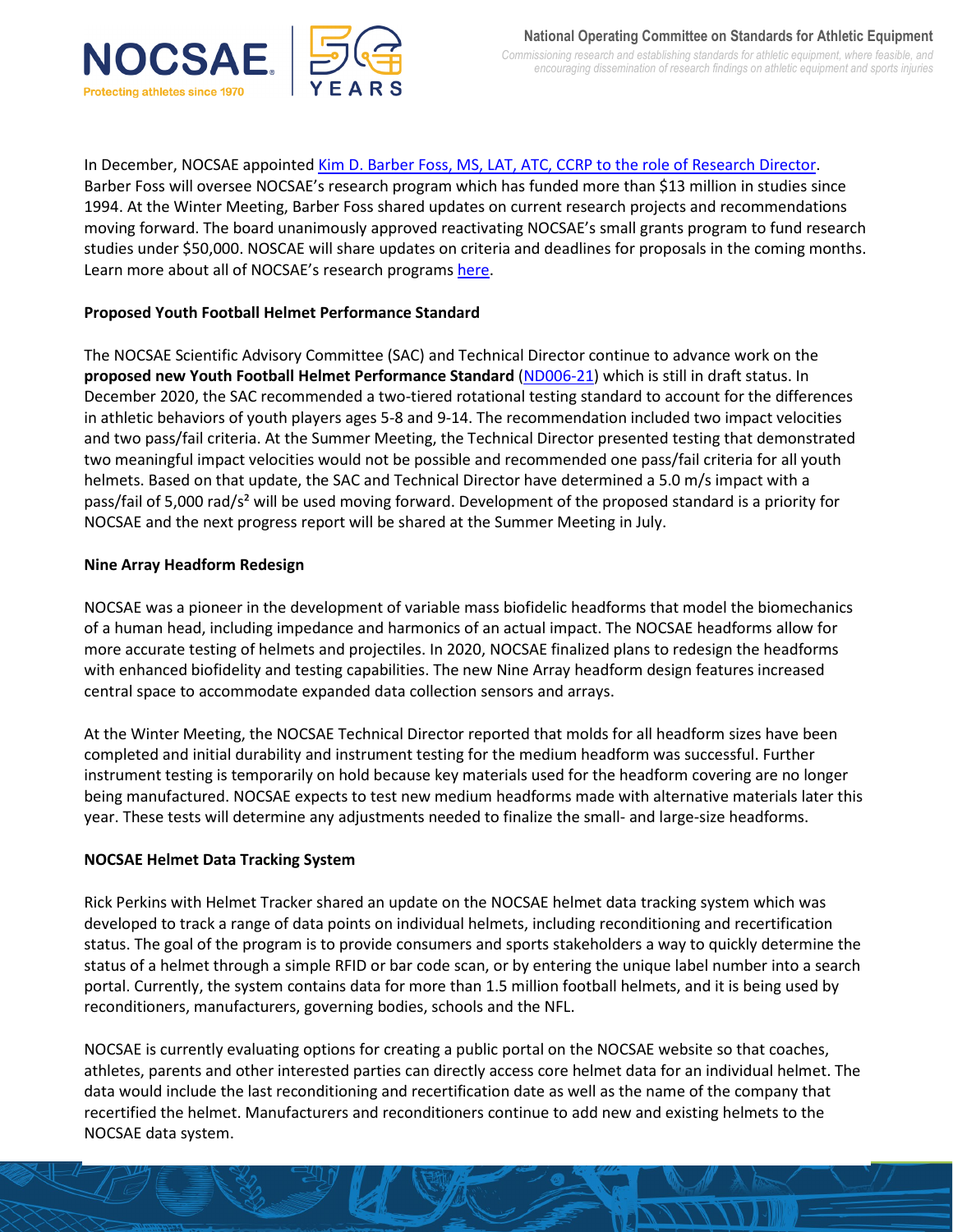In December, NOCSAE appointed [Kim D. Barber Foss, MS, LAT, ATC, CCRP to the role of Research Director](). Barber Foss will oversee NOCSAE's research program which has funded more than $13 million in studies since 1994. At the Winter Meeting, Barber Foss shared updates on current research projects and recommendations moving forward. The board unanimously approved reactivating NOCSAE's small grants program to fund research studies under $50,000. NOSCAE will share updates on criteria and deadlines for proposals in the coming months. Learn more about all of NOCSAE's research programs [here]().

**Proposed Youth Football Helmet Performance Standard**

The NOCSAE Scientific Advisory Committee (SAC) and Technical Director continue to advance work on the **proposed new Youth Football Helmet Performance Standard** ([ND006-21]()) which is still in draft status. In December 2020, the SAC recommended a two-tiered rotational testing standard to account for the differences in athletic behaviors of youth players ages 5-8 and 9-14. The recommendation included two impact velocities and two pass/fail criteria. At the Summer Meeting, the Technical Director presented testing that demonstrated two meaningful impact velocities would not be possible and recommended one pass/fail criteria for all youth helmets. Based on that update, the SAC and Technical Director have determined a 5.0 m/s impact with a pass/fail of 5,000 rad/s² will be used moving forward. Development of the proposed standard is a priority for NOCSAE and the next progress report will be shared at the Summer Meeting in July.

**Nine Array Headform Redesign**

NOCSAE was a pioneer in the development of variable mass biofidelic headforms that model the biomechanics of a human head, including impedance and harmonics of an actual impact. The NOCSAE headforms allow for more accurate testing of helmets and projectiles. In 2020, NOCSAE finalized plans to redesign the headforms with enhanced biofidelity and testing capabilities. The new Nine Array headform design features increased central space to accommodate expanded data collection sensors and arrays.

At the Winter Meeting, the NOCSAE Technical Director reported that molds for all headform sizes have been completed and initial durability and instrument testing for the medium headform was successful. Further instrument testing is temporarily on hold because key materials used for the headform covering are no longer being manufactured. NOCSAE expects to test new medium headforms made with alternative materials later this year. These tests will determine any adjustments needed to finalize the small- and large-size headforms.

**NOCSAE Helmet Data Tracking System**

Rick Perkins with Helmet Tracker shared an update on the NOCSAE helmet data tracking system which was developed to track a range of data points on individual helmets, including reconditioning and recertification status. The goal of the program is to provide consumers and sports stakeholders a way to quickly determine the status of a helmet through a simple RFID or bar code scan, or by entering the unique label number into a search portal. Currently, the system contains data for more than 1.5 million football helmets, and it is being used by reconditioners, manufacturers, governing bodies, schools and the NFL.

NOCSAE is currently evaluating options for creating a public portal on the NOCSAE website so that coaches, athletes, parents and other interested parties can directly access core helmet data for an individual helmet. The data would include the last reconditioning and recertification date as well as the name of the company that recertified the helmet. Manufacturers and reconditioners continue to add new and existing helmets to the NOCSAE data system.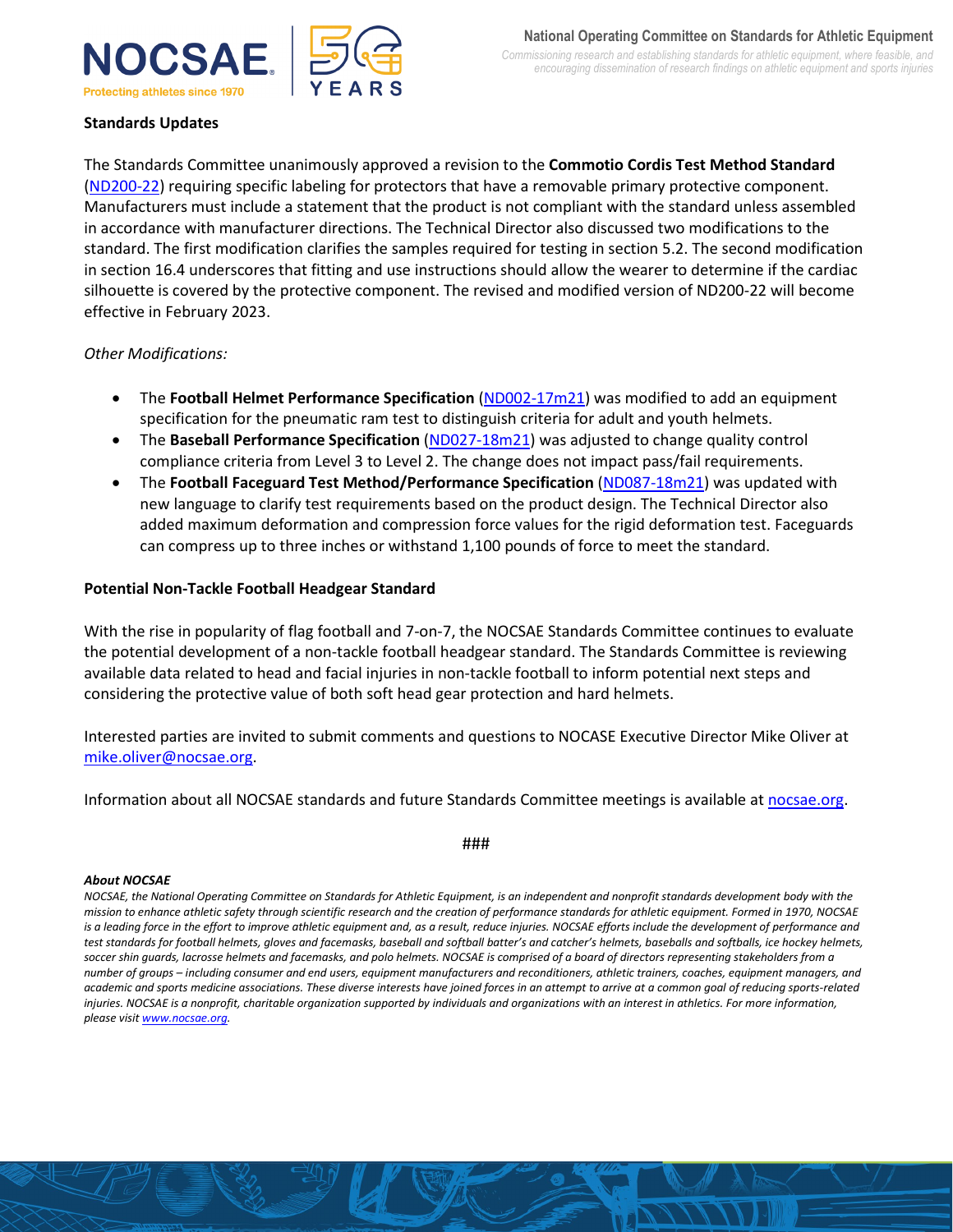**Standards Updates**

The Standards Committee unanimously approved a revision to the **Commotio Cordis Test Method Standard** ([ND200-22](ND200-22)) requiring specific labeling for protectors that have a removable primary protective component. Manufacturers must include a statement that the product is not compliant with the standard unless assembled in accordance with manufacturer directions. The Technical Director also discussed two modifications to the standard. The first modification clarifies the samples required for testing in section 5.2. The second modification in section 16.4 underscores that fitting and use instructions should allow the wearer to determine if the cardiac silhouette is covered by the protective component. The revised and modified version of ND200-22 will become effective in February 2023.

*Other Modifications:*

- The **Football Helmet Performance Specification** (ND002-17m21) was modified to add an equipment specification for the pneumatic ram test to distinguish criteria for adult and youth helmets.
- The **Baseball Performance Specification** (ND027-18m21) was adjusted to change quality control compliance criteria from Level 3 to Level 2. The change does not impact pass/fail requirements.
- The **Football Faceguard Test Method/Performance Specification** (ND087-18m21) was updated with new language to clarify test requirements based on the product design. The Technical Director also added maximum deformation and compression force values for the rigid deformation test. Faceguards can compress up to three inches or withstand 1,100 pounds of force to meet the standard.

**Potential Non-Tackle Football Headgear Standard**

With the rise in popularity of flag football and 7-on-7, the NOCSAE Standards Committee continues to evaluate the potential development of a non-tackle football headgear standard. The Standards Committee is reviewing available data related to head and facial injuries in non-tackle football to inform potential next steps and considering the protective value of both soft head gear protection and hard helmets.

Interested parties are invited to submit comments and questions to NOCASE Executive Director Mike Oliver at mike.oliver@nocsae.org.

Information about all NOCSAE standards and future Standards Committee meetings is available at nocsae.org.

###

***About NOCSAE***

*NOCSAE, the National Operating Committee on Standards for Athletic Equipment, is an independent and nonprofit standards development body with the mission to enhance athletic safety through scientific research and the creation of performance standards for athletic equipment. Formed in 1970, NOCSAE is a leading force in the effort to improve athletic equipment and, as a result, reduce injuries. NOCSAE efforts include the development of performance and test standards for football helmets, gloves and facemasks, baseball and softball batter's and catcher's helmets, baseballs and softballs, ice hockey helmets, soccer shin guards, lacrosse helmets and facemasks, and polo helmets. NOCSAE is comprised of a board of directors representing stakeholders from a number of groups – including consumer and end users, equipment manufacturers and reconditioners, athletic trainers, coaches, equipment managers, and academic and sports medicine associations. These diverse interests have joined forces in an attempt to arrive at a common goal of reducing sports-related injuries. NOCSAE is a nonprofit, charitable organization supported by individuals and organizations with an interest in athletics. For more information, please visit www.nocsae.org.*